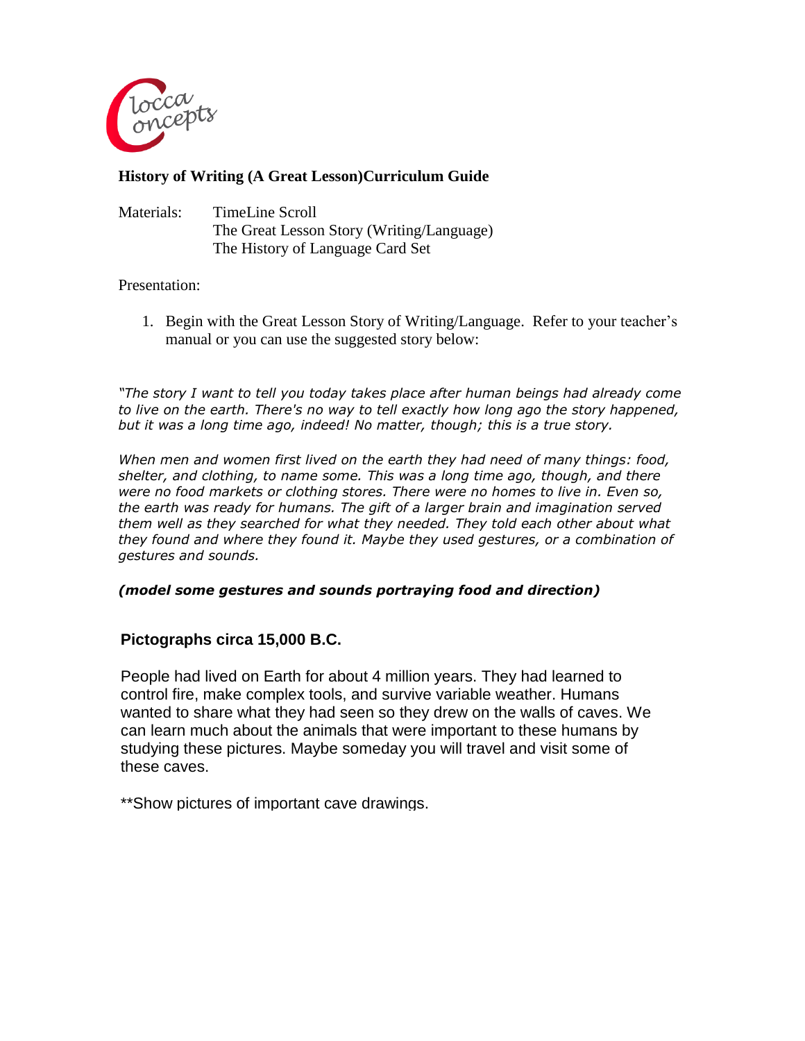**History of Writing (A Great Lesson)Curriculum Guide**

Materials: TimeLine Scroll
The Great Lesson Story (Writing/Language)
The History of Language Card Set

Presentation:

1. Begin with the Great Lesson Story of Writing/Language. Refer to your teacher's manual or you can use the suggested story below:

*"The story I want to tell you today takes place after human beings had already come to live on the earth. There's no way to tell exactly how long ago the story happened, but it was a long time ago, indeed! No matter, though; this is a true story.*

*When men and women first lived on the earth they had need of many things: food, shelter, and clothing, to name some. This was a long time ago, though, and there were no food markets or clothing stores. There were no homes to live in. Even so, the earth was ready for humans. The gift of a larger brain and imagination served them well as they searched for what they needed. They told each other about what they found and where they found it. Maybe they used gestures, or a combination of gestures and sounds.*

***(model some gestures and sounds portraying food and direction)***

**Pictographs circa 15,000 B.C.**

People had lived on Earth for about 4 million years. They had learned to control fire, make complex tools, and survive variable weather. Humans wanted to share what they had seen so they drew on the walls of caves. We can learn much about the animals that were important to these humans by studying these pictures. Maybe someday you will travel and visit some of these caves.

**Show pictures of important cave drawings.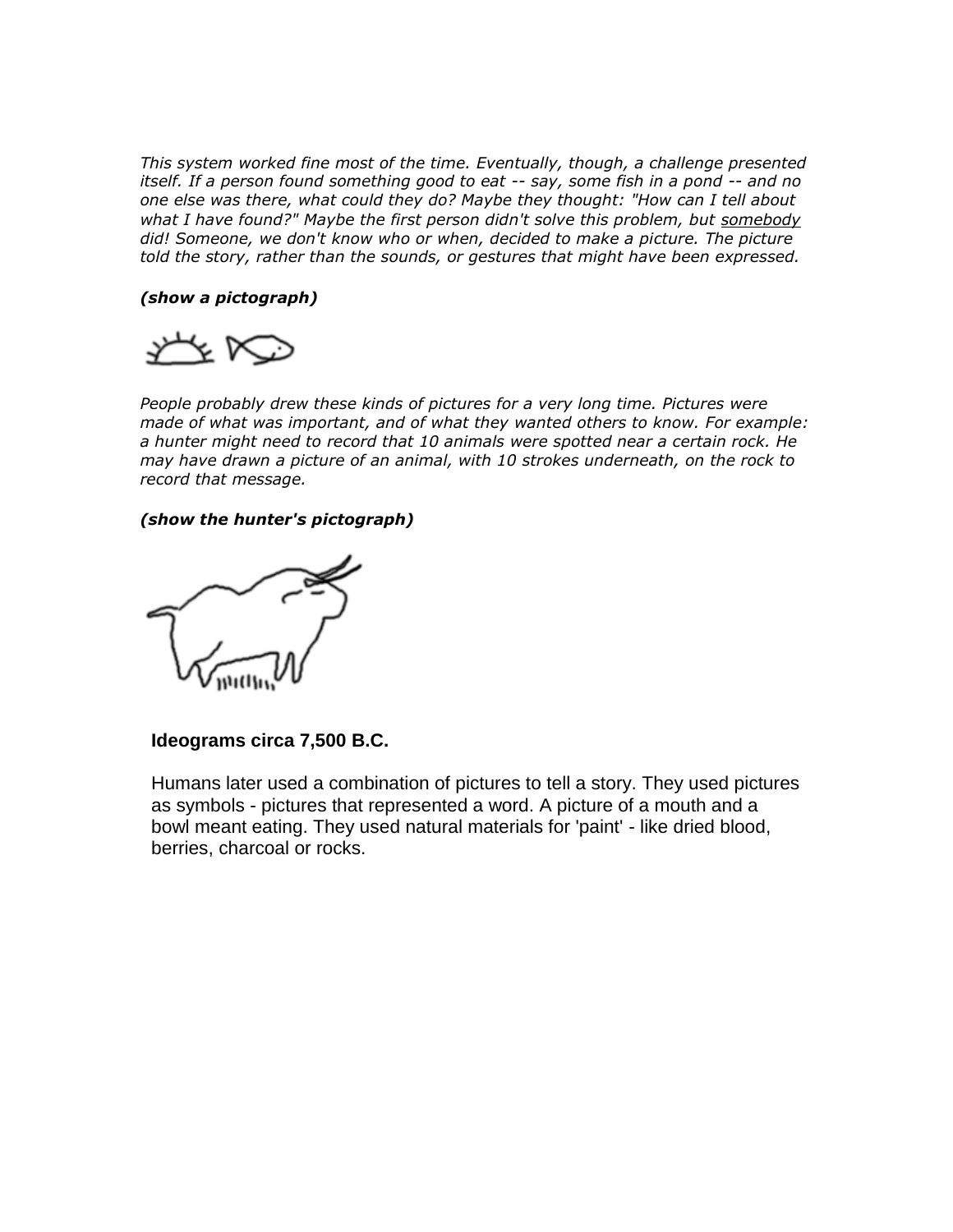*This system worked fine most of the time. Eventually, though, a challenge presented itself. If a person found something good to eat -- say, some fish in a pond -- and no one else was there, what could they do? Maybe they thought: "How can I tell about what I have found?" Maybe the first person didn't solve this problem, but somebody did! Someone, we don't know who or when, decided to make a picture. The picture told the story, rather than the sounds, or gestures that might have been expressed.*

***(show a pictograph)***

*People probably drew these kinds of pictures for a very long time. Pictures were made of what was important, and of what they wanted others to know. For example: a hunter might need to record that 10 animals were spotted near a certain rock. He may have drawn a picture of an animal, with 10 strokes underneath, on the rock to record that message.*

***(show the hunter's pictograph)***

### Ideograms circa 7,500 B.C.

Humans later used a combination of pictures to tell a story. They used pictures as symbols - pictures that represented a word. A picture of a mouth and a bowl meant eating. They used natural materials for 'paint' - like dried blood, berries, charcoal or rocks.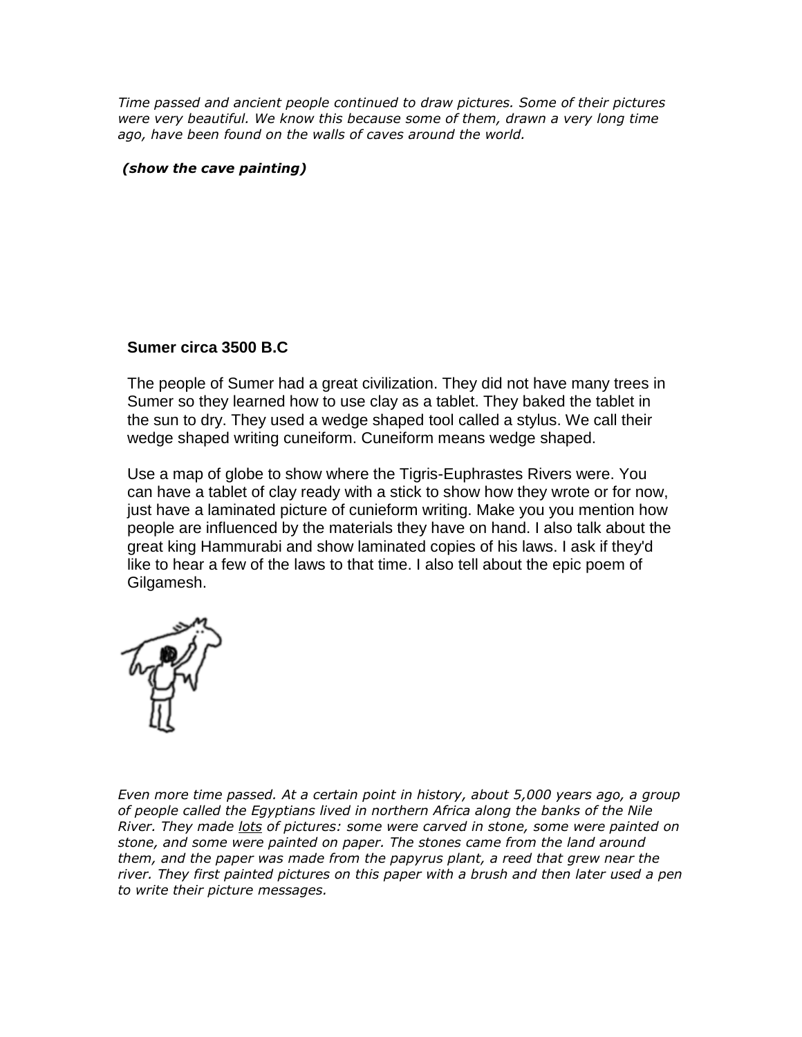*Time passed and ancient people continued to draw pictures. Some of their pictures were very beautiful. We know this because some of them, drawn a very long time ago, have been found on the walls of caves around the world.*

***(show the cave painting)***

**Sumer circa 3500 B.C**

The people of Sumer had a great civilization. They did not have many trees in Sumer so they learned how to use clay as a tablet. They baked the tablet in the sun to dry. They used a wedge shaped tool called a stylus. We call their wedge shaped writing cuneiform. Cuneiform means wedge shaped.

Use a map of globe to show where the Tigris-Euphrastes Rivers were. You can have a tablet of clay ready with a stick to show how they wrote or for now, just have a laminated picture of cunieform writing. Make you you mention how people are influenced by the materials they have on hand. I also talk about the great king Hammurabi and show laminated copies of his laws. I ask if they'd like to hear a few of the laws to that time. I also tell about the epic poem of Gilgamesh.

*Even more time passed. At a certain point in history, about 5,000 years ago, a group of people called the Egyptians lived in northern Africa along the banks of the Nile River. They made lots of pictures: some were carved in stone, some were painted on stone, and some were painted on paper. The stones came from the land around them, and the paper was made from the papyrus plant, a reed that grew near the river. They first painted pictures on this paper with a brush and then later used a pen to write their picture messages.*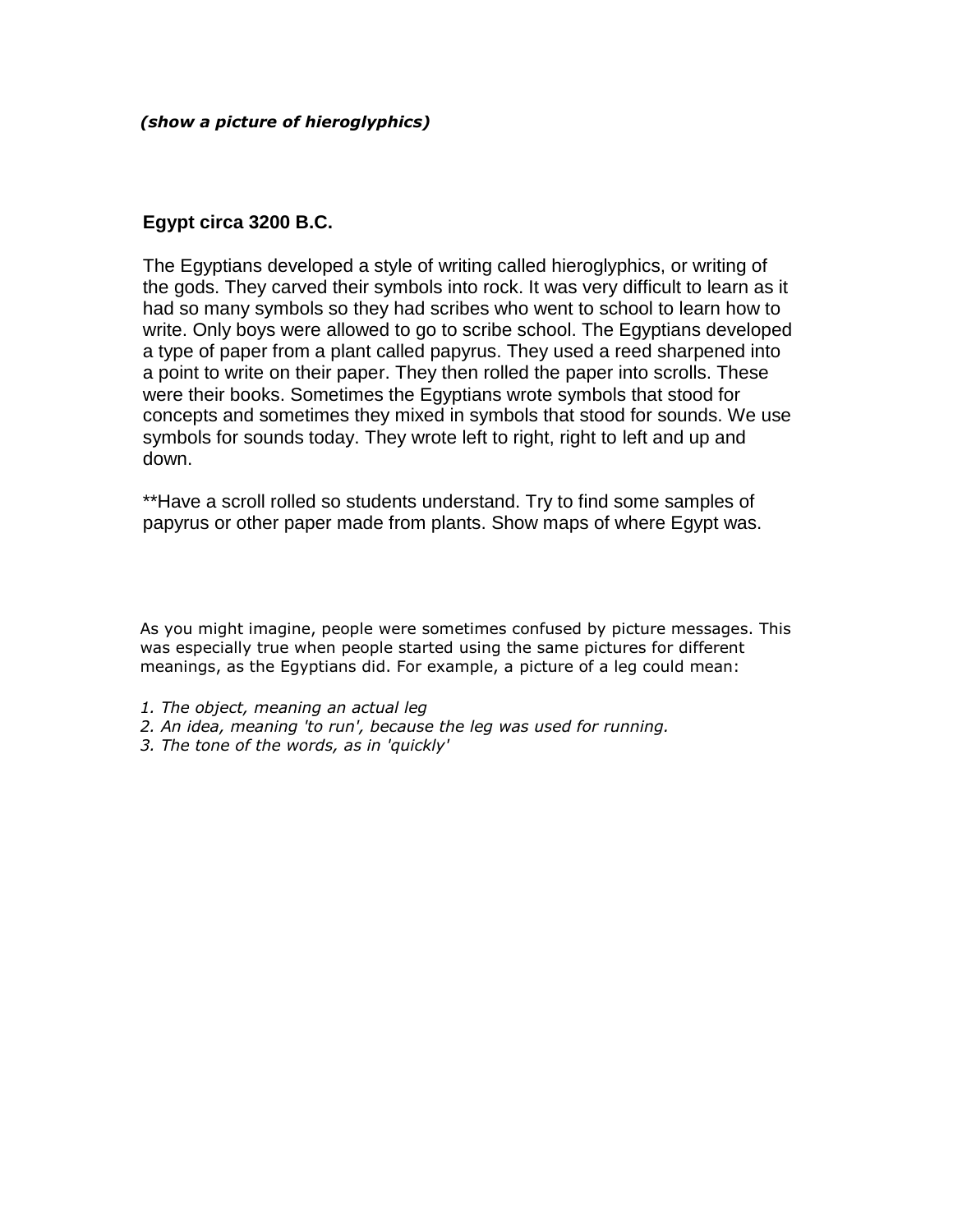***(show a picture of hieroglyphics)***

**Egypt circa 3200 B.C.**

The Egyptians developed a style of writing called hieroglyphics, or writing of the gods. They carved their symbols into rock. It was very difficult to learn as it had so many symbols so they had scribes who went to school to learn how to write. Only boys were allowed to go to scribe school. The Egyptians developed a type of paper from a plant called papyrus. They used a reed sharpened into a point to write on their paper. They then rolled the paper into scrolls. These were their books. Sometimes the Egyptians wrote symbols that stood for concepts and sometimes they mixed in symbols that stood for sounds. We use symbols for sounds today. They wrote left to right, right to left and up and down.

**Have a scroll rolled so students understand. Try to find some samples of papyrus or other paper made from plants. Show maps of where Egypt was.

As you might imagine, people were sometimes confused by picture messages. This was especially true when people started using the same pictures for different meanings, as the Egyptians did. For example, a picture of a leg could mean:

*1. The object, meaning an actual leg*
*2. An idea, meaning 'to run', because the leg was used for running.*
*3. The tone of the words, as in 'quickly'*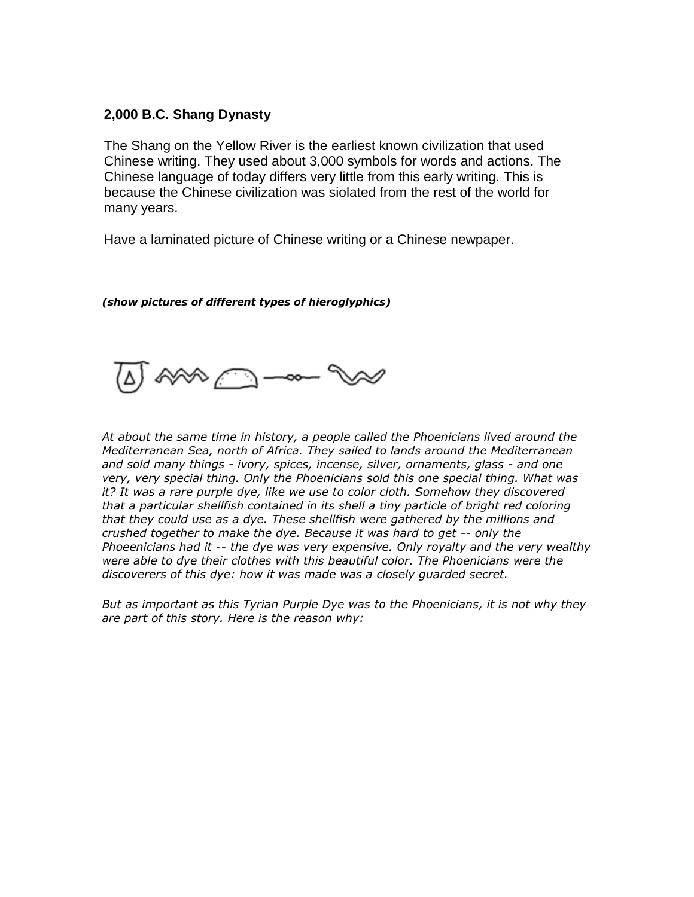**2,000 B.C. Shang Dynasty**

The Shang on the Yellow River is the earliest known civilization that used Chinese writing. They used about 3,000 symbols for words and actions. The Chinese language of today differs very little from this early writing. This is because the Chinese civilization was siolated from the rest of the world for many years.

Have a laminated picture of Chinese writing or a Chinese newpaper.

***(show pictures of different types of hieroglyphics)***

*At about the same time in history, a people called the Phoenicians lived around the Mediterranean Sea, north of Africa. They sailed to lands around the Mediterranean and sold many things - ivory, spices, incense, silver, ornaments, glass - and one very, very special thing. Only the Phoenicians sold this one special thing. What was it? It was a rare purple dye, like we use to color cloth. Somehow they discovered that a particular shellfish contained in its shell a tiny particle of bright red coloring that they could use as a dye. These shellfish were gathered by the millions and crushed together to make the dye. Because it was hard to get -- only the Phoeenicians had it -- the dye was very expensive. Only royalty and the very wealthy were able to dye their clothes with this beautiful color. The Phoenicians were the discoverers of this dye: how it was made was a closely guarded secret.*

*But as important as this Tyrian Purple Dye was to the Phoenicians, it is not why they are part of this story. Here is the reason why:*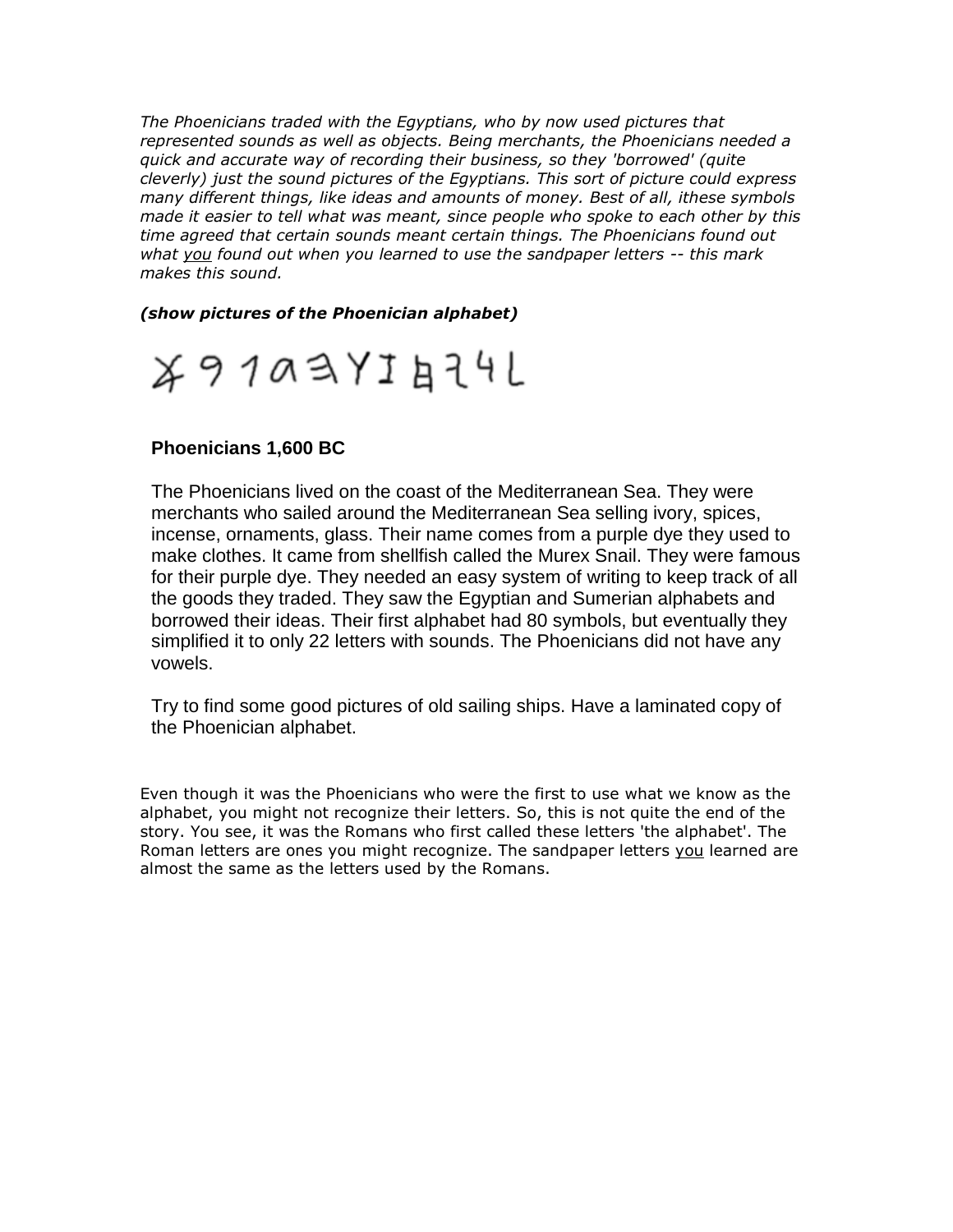*The Phoenicians traded with the Egyptians, who by now used pictures that represented sounds as well as objects. Being merchants, the Phoenicians needed a quick and accurate way of recording their business, so they 'borrowed' (quite cleverly) just the sound pictures of the Egyptians. This sort of picture could express many different things, like ideas and amounts of money. Best of all, ithese symbols made it easier to tell what was meant, since people who spoke to each other by this time agreed that certain sounds meant certain things. The Phoenicians found out what <u>you</u> found out when you learned to use the sandpaper letters -- this mark makes this sound.*

***(show pictures of the Phoenician alphabet)***

𐤀𐤁𐤂𐤃𐤄𐤅𐤆𐤇𐤉𐤊𐤋

**Phoenicians 1,600 BC**

The Phoenicians lived on the coast of the Mediterranean Sea. They were merchants who sailed around the Mediterranean Sea selling ivory, spices, incense, ornaments, glass. Their name comes from a purple dye they used to make clothes. It came from shellfish called the Murex Snail. They were famous for their purple dye. They needed an easy system of writing to keep track of all the goods they traded. They saw the Egyptian and Sumerian alphabets and borrowed their ideas. Their first alphabet had 80 symbols, but eventually they simplified it to only 22 letters with sounds. The Phoenicians did not have any vowels.

Try to find some good pictures of old sailing ships. Have a laminated copy of the Phoenician alphabet.

Even though it was the Phoenicians who were the first to use what we know as the alphabet, you might not recognize their letters. So, this is not quite the end of the story. You see, it was the Romans who first called these letters 'the alphabet'. The Roman letters are ones you might recognize. The sandpaper letters <u>you</u> learned are almost the same as the letters used by the Romans.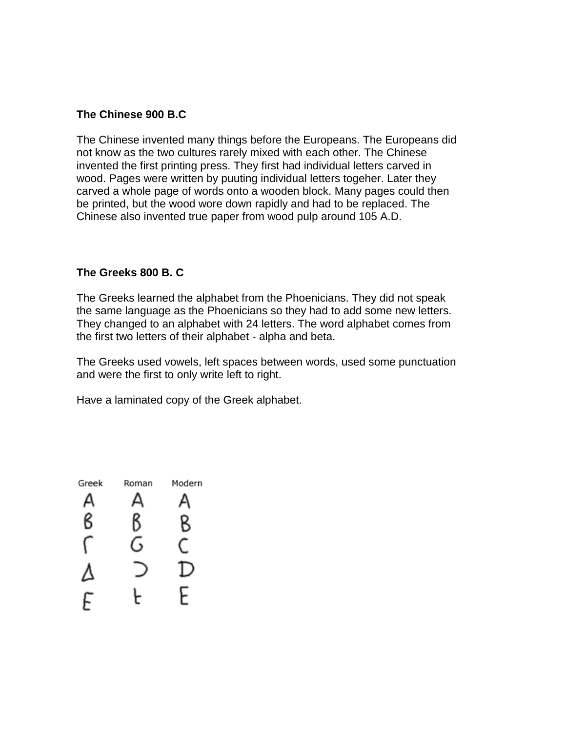**The Chinese 900 B.C**

The Chinese invented many things before the Europeans. The Europeans did not know as the two cultures rarely mixed with each other. The Chinese invented the first printing press. They first had individual letters carved in wood. Pages were written by puuting individual letters togeher. Later they carved a whole page of words onto a wooden block. Many pages could then be printed, but the wood wore down rapidly and had to be replaced. The Chinese also invented true paper from wood pulp around 105 A.D.

**The Greeks 800 B. C**

The Greeks learned the alphabet from the Phoenicians. They did not speak the same language as the Phoenicians so they had to add some new letters. They changed to an alphabet with 24 letters. The word alphabet comes from the first two letters of their alphabet - alpha and beta.

The Greeks used vowels, left spaces between words, used some punctuation and were the first to only write left to right.

Have a laminated copy of the Greek alphabet.

| Greek | Roman | Modern |
| --- | --- | --- |
| A | A | A |
| B | B | B |
| Γ | G | C |
| Δ | Ↄ | D |
| E | ⱶ | E |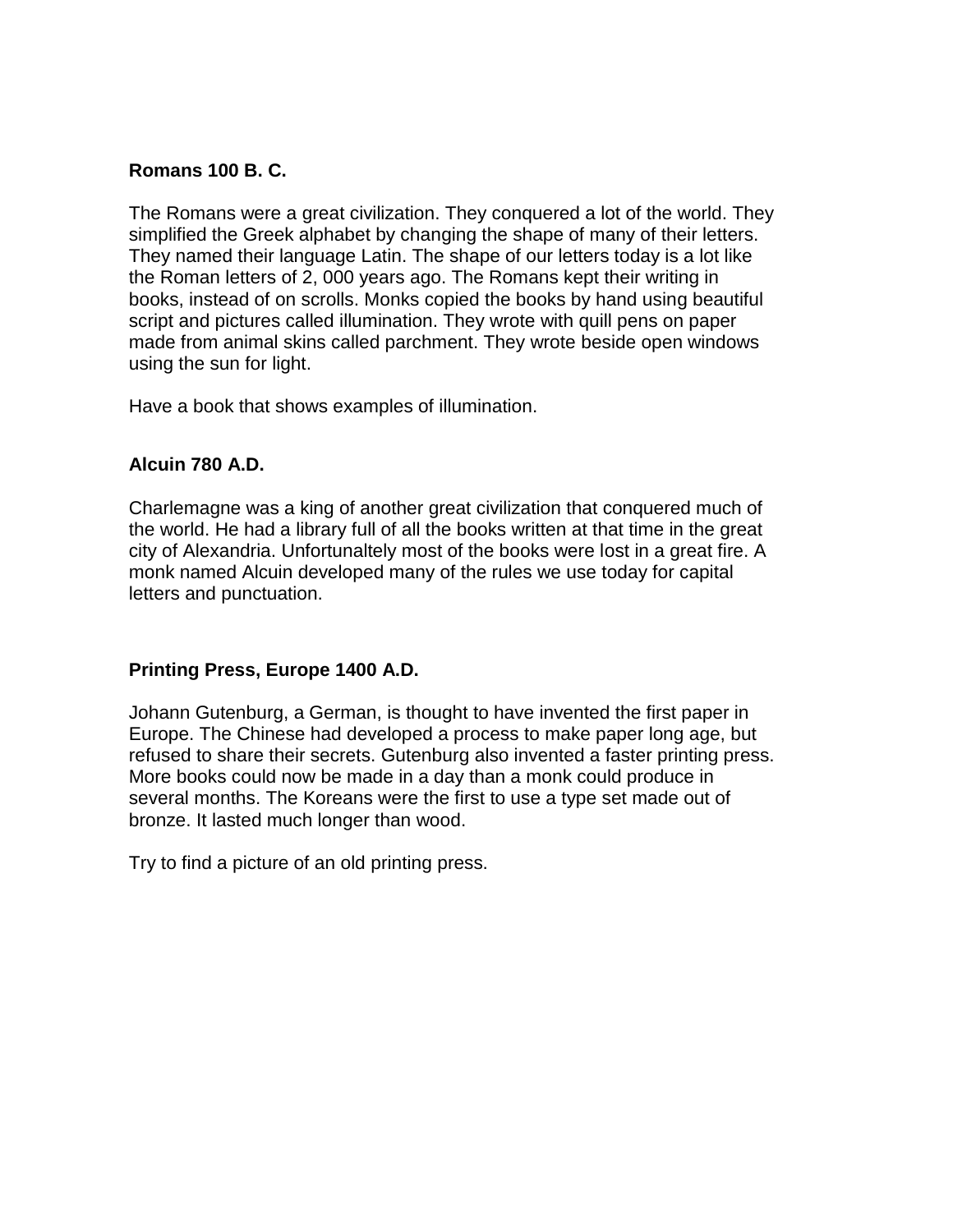**Romans 100 B. C.**

The Romans were a great civilization. They conquered a lot of the world. They simplified the Greek alphabet by changing the shape of many of their letters. They named their language Latin. The shape of our letters today is a lot like the Roman letters of 2, 000 years ago. The Romans kept their writing in books, instead of on scrolls. Monks copied the books by hand using beautiful script and pictures called illumination. They wrote with quill pens on paper made from animal skins called parchment. They wrote beside open windows using the sun for light.

Have a book that shows examples of illumination.

**Alcuin 780 A.D.**

Charlemagne was a king of another great civilization that conquered much of the world. He had a library full of all the books written at that time in the great city of Alexandria. Unfortunaltely most of the books were lost in a great fire. A monk named Alcuin developed many of the rules we use today for capital letters and punctuation.

**Printing Press, Europe 1400 A.D.**

Johann Gutenburg, a German, is thought to have invented the first paper in Europe. The Chinese had developed a process to make paper long age, but refused to share their secrets. Gutenburg also invented a faster printing press. More books could now be made in a day than a monk could produce in several months. The Koreans were the first to use a type set made out of bronze. It lasted much longer than wood.

Try to find a picture of an old printing press.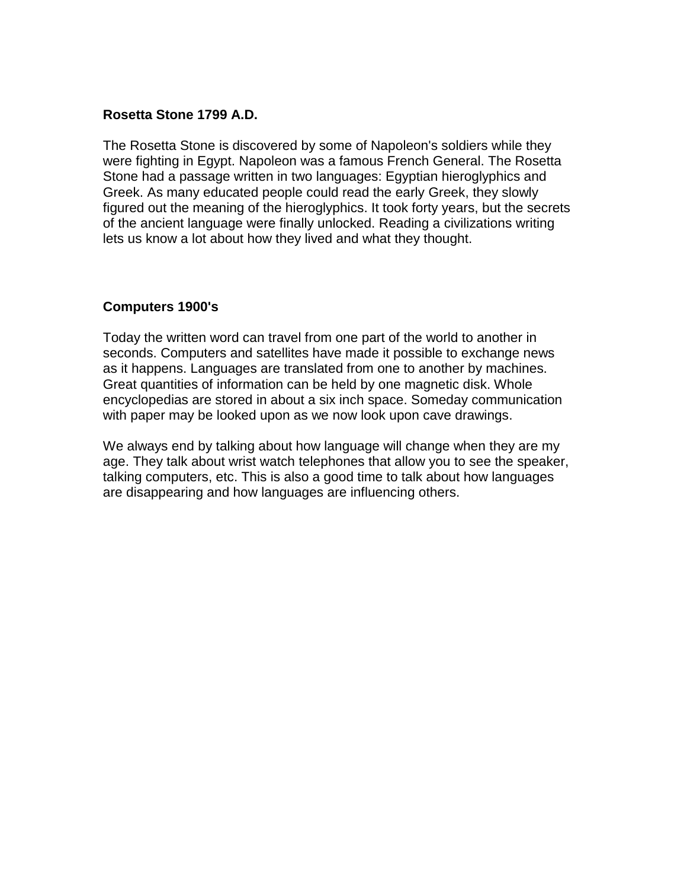**Rosetta Stone 1799 A.D.**

The Rosetta Stone is discovered by some of Napoleon's soldiers while they were fighting in Egypt. Napoleon was a famous French General. The Rosetta Stone had a passage written in two languages: Egyptian hieroglyphics and Greek. As many educated people could read the early Greek, they slowly figured out the meaning of the hieroglyphics. It took forty years, but the secrets of the ancient language were finally unlocked. Reading a civilizations writing lets us know a lot about how they lived and what they thought.

**Computers 1900's**

Today the written word can travel from one part of the world to another in seconds. Computers and satellites have made it possible to exchange news as it happens. Languages are translated from one to another by machines. Great quantities of information can be held by one magnetic disk. Whole encyclopedias are stored in about a six inch space. Someday communication with paper may be looked upon as we now look upon cave drawings.

We always end by talking about how language will change when they are my age. They talk about wrist watch telephones that allow you to see the speaker, talking computers, etc. This is also a good time to talk about how languages are disappearing and how languages are influencing others.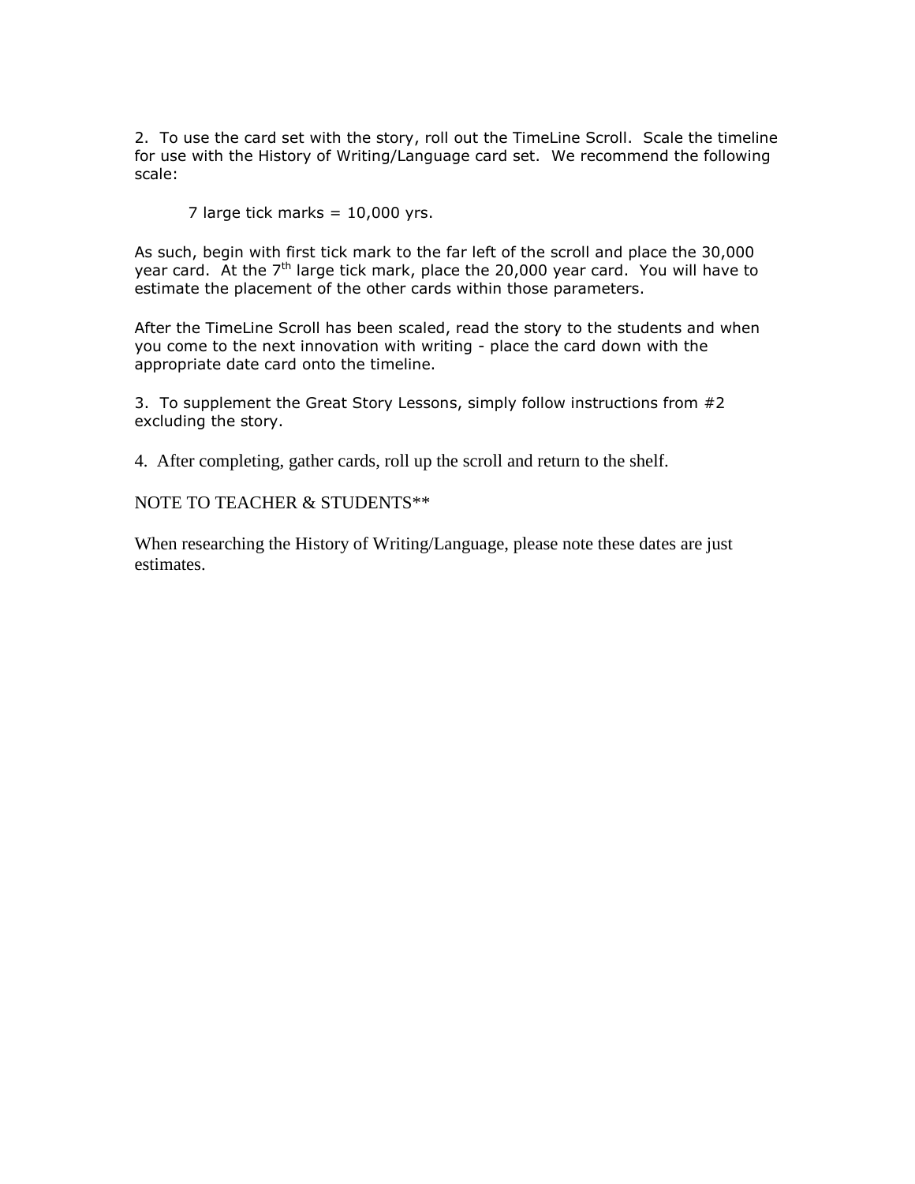2. To use the card set with the story, roll out the TimeLine Scroll. Scale the timeline for use with the History of Writing/Language card set. We recommend the following scale:

> 7 large tick marks = 10,000 yrs.

As such, begin with first tick mark to the far left of the scroll and place the 30,000 year card. At the 7th large tick mark, place the 20,000 year card. You will have to estimate the placement of the other cards within those parameters.

After the TimeLine Scroll has been scaled, read the story to the students and when you come to the next innovation with writing - place the card down with the appropriate date card onto the timeline.

3. To supplement the Great Story Lessons, simply follow instructions from #2 excluding the story.

4. After completing, gather cards, roll up the scroll and return to the shelf.

NOTE TO TEACHER & STUDENTS**

When researching the History of Writing/Language, please note these dates are just estimates.